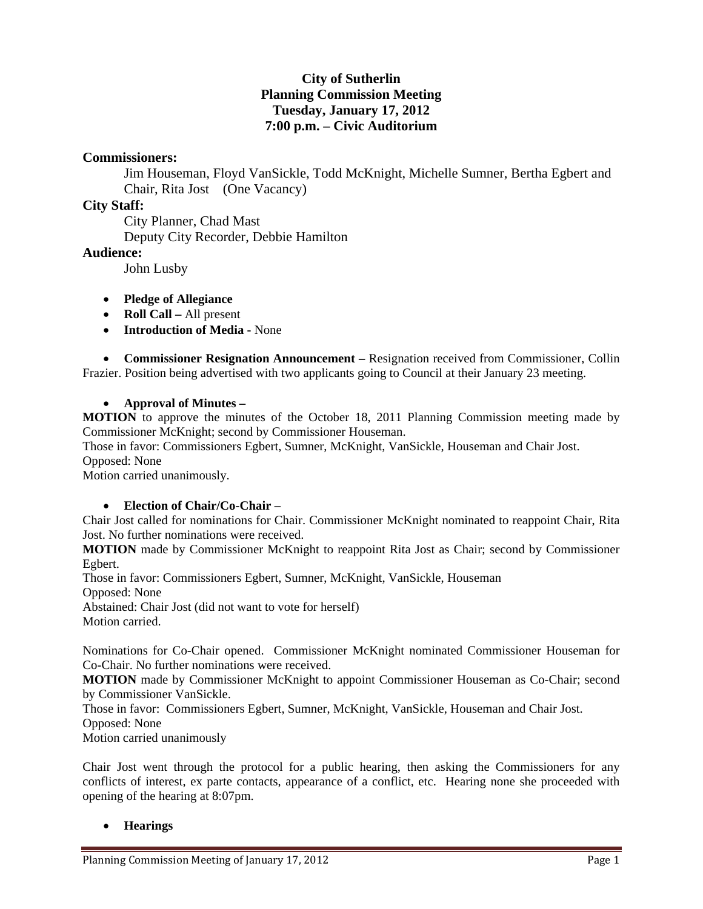# City of Sutherlin
## Planning Commission Meeting
### Tuesday, January 17, 2012
### 7:00 p.m. – Civic Auditorium

**Commissioners:**

Jim Houseman, Floyd VanSickle, Todd McKnight, Michelle Sumner, Bertha Egbert and Chair, Rita Jost (One Vacancy)

**City Staff:**

City Planner, Chad Mast
Deputy City Recorder, Debbie Hamilton

**Audience:**

John Lusby

- **Pledge of Allegiance**
- **Roll Call –** All present
- **Introduction of Media -** None

- **Commissioner Resignation Announcement –** Resignation received from Commissioner, Collin Frazier. Position being advertised with two applicants going to Council at their January 23 meeting.

- **Approval of Minutes –**

**MOTION** to approve the minutes of the October 18, 2011 Planning Commission meeting made by Commissioner McKnight; second by Commissioner Houseman.
Those in favor: Commissioners Egbert, Sumner, McKnight, VanSickle, Houseman and Chair Jost.
Opposed: None
Motion carried unanimously.

- **Election of Chair/Co-Chair –**

Chair Jost called for nominations for Chair. Commissioner McKnight nominated to reappoint Chair, Rita Jost. No further nominations were received.
**MOTION** made by Commissioner McKnight to reappoint Rita Jost as Chair; second by Commissioner Egbert.
Those in favor: Commissioners Egbert, Sumner, McKnight, VanSickle, Houseman
Opposed: None
Abstained: Chair Jost (did not want to vote for herself)
Motion carried.

Nominations for Co-Chair opened. Commissioner McKnight nominated Commissioner Houseman for Co-Chair. No further nominations were received.
**MOTION** made by Commissioner McKnight to appoint Commissioner Houseman as Co-Chair; second by Commissioner VanSickle.
Those in favor: Commissioners Egbert, Sumner, McKnight, VanSickle, Houseman and Chair Jost.
Opposed: None
Motion carried unanimously

Chair Jost went through the protocol for a public hearing, then asking the Commissioners for any conflicts of interest, ex parte contacts, appearance of a conflict, etc. Hearing none she proceeded with opening of the hearing at 8:07pm.

- **Hearings**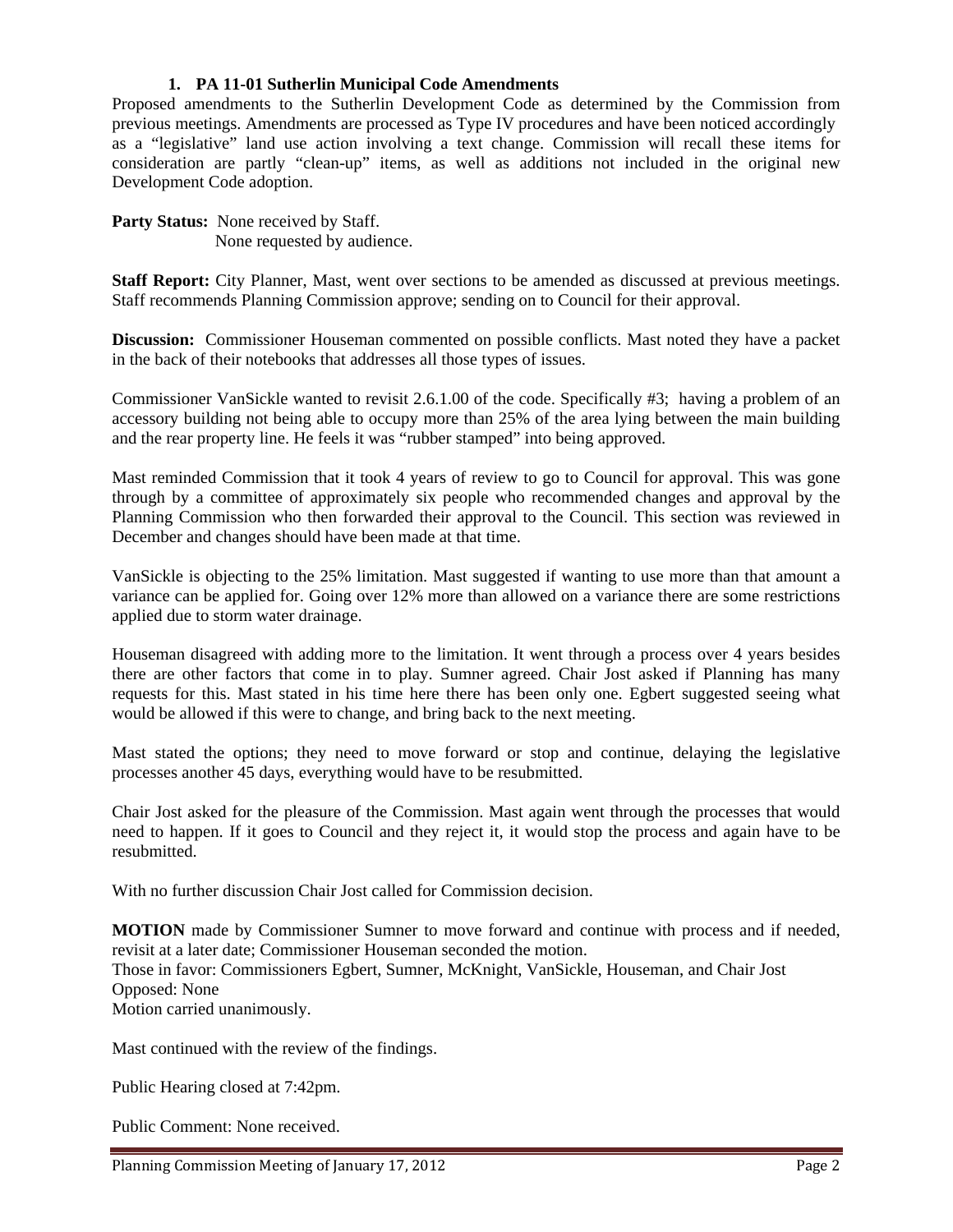1. **PA 11-01 Sutherlin Municipal Code Amendments**

Proposed amendments to the Sutherlin Development Code as determined by the Commission from previous meetings. Amendments are processed as Type IV procedures and have been noticed accordingly as a "legislative" land use action involving a text change. Commission will recall these items for consideration are partly "clean-up" items, as well as additions not included in the original new Development Code adoption.

**Party Status:** None received by Staff.
None requested by audience.

**Staff Report:** City Planner, Mast, went over sections to be amended as discussed at previous meetings. Staff recommends Planning Commission approve; sending on to Council for their approval.

**Discussion:** Commissioner Houseman commented on possible conflicts. Mast noted they have a packet in the back of their notebooks that addresses all those types of issues.

Commissioner VanSickle wanted to revisit 2.6.1.00 of the code. Specifically #3; having a problem of an accessory building not being able to occupy more than 25% of the area lying between the main building and the rear property line. He feels it was "rubber stamped" into being approved.

Mast reminded Commission that it took 4 years of review to go to Council for approval. This was gone through by a committee of approximately six people who recommended changes and approval by the Planning Commission who then forwarded their approval to the Council. This section was reviewed in December and changes should have been made at that time.

VanSickle is objecting to the 25% limitation. Mast suggested if wanting to use more than that amount a variance can be applied for. Going over 12% more than allowed on a variance there are some restrictions applied due to storm water drainage.

Houseman disagreed with adding more to the limitation. It went through a process over 4 years besides there are other factors that come in to play. Sumner agreed. Chair Jost asked if Planning has many requests for this. Mast stated in his time here there has been only one. Egbert suggested seeing what would be allowed if this were to change, and bring back to the next meeting.

Mast stated the options; they need to move forward or stop and continue, delaying the legislative processes another 45 days, everything would have to be resubmitted.

Chair Jost asked for the pleasure of the Commission. Mast again went through the processes that would need to happen. If it goes to Council and they reject it, it would stop the process and again have to be resubmitted.

With no further discussion Chair Jost called for Commission decision.

**MOTION** made by Commissioner Sumner to move forward and continue with process and if needed, revisit at a later date; Commissioner Houseman seconded the motion.
Those in favor: Commissioners Egbert, Sumner, McKnight, VanSickle, Houseman, and Chair Jost
Opposed: None
Motion carried unanimously.

Mast continued with the review of the findings.

Public Hearing closed at 7:42pm.

Public Comment: None received.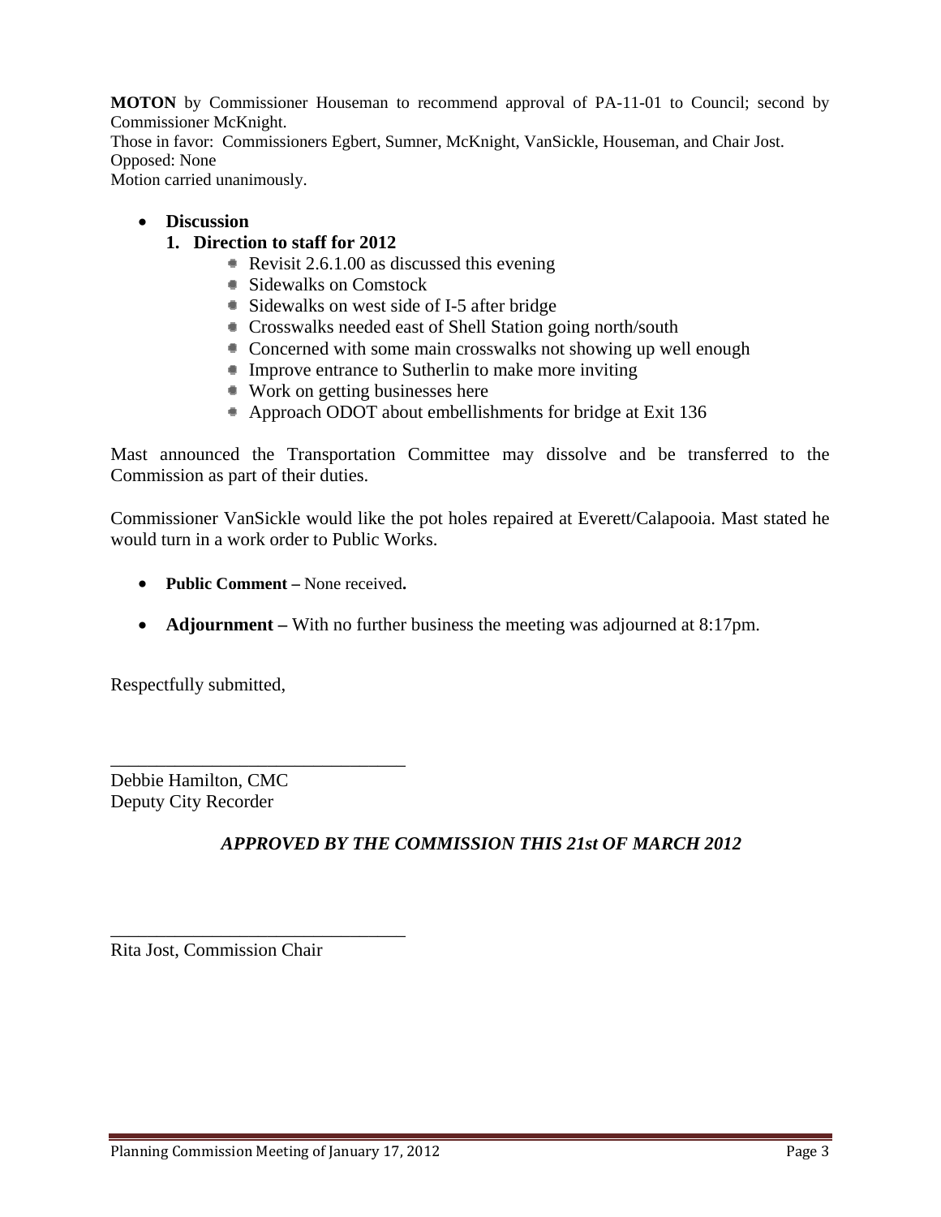**MOTON** by Commissioner Houseman to recommend approval of PA-11-01 to Council; second by Commissioner McKnight.
Those in favor: Commissioners Egbert, Sumner, McKnight, VanSickle, Houseman, and Chair Jost.
Opposed: None
Motion carried unanimously.

- **Discussion**
  1. **Direction to staff for 2012**
     - Revisit 2.6.1.00 as discussed this evening
     - Sidewalks on Comstock
     - Sidewalks on west side of I-5 after bridge
     - Crosswalks needed east of Shell Station going north/south
     - Concerned with some main crosswalks not showing up well enough
     - Improve entrance to Sutherlin to make more inviting
     - Work on getting businesses here
     - Approach ODOT about embellishments for bridge at Exit 136

Mast announced the Transportation Committee may dissolve and be transferred to the Commission as part of their duties.

Commissioner VanSickle would like the pot holes repaired at Everett/Calapooia. Mast stated he would turn in a work order to Public Works.

- **Public Comment –** None received**.**

- **Adjournment –** With no further business the meeting was adjourned at 8:17pm.

Respectfully submitted,

\_\_\_\_\_\_\_\_\_\_\_\_\_\_\_\_\_\_\_\_\_\_\_\_\_\_\_\_\_\_\_\_\_
Debbie Hamilton, CMC
Deputy City Recorder

***APPROVED BY THE COMMISSION THIS 21st OF MARCH 2012***

\_\_\_\_\_\_\_\_\_\_\_\_\_\_\_\_\_\_\_\_\_\_\_\_\_\_\_\_\_\_\_\_\_
Rita Jost, Commission Chair